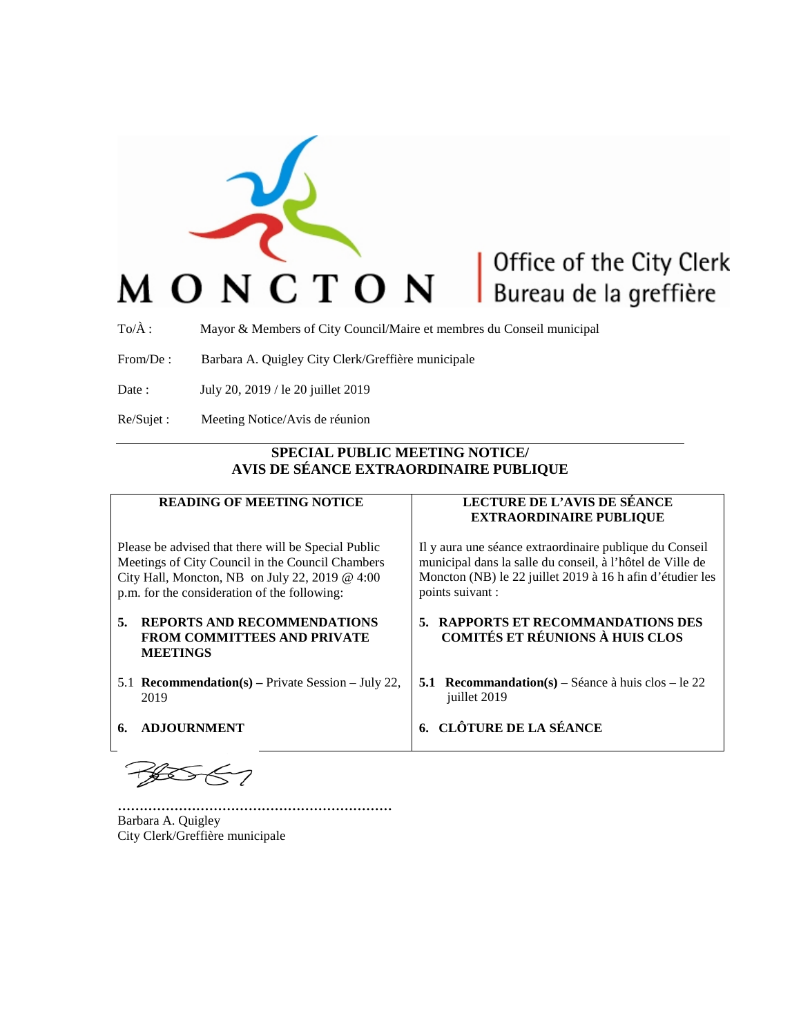MONCTON | Office of the City Clerk / Bureau de la greffière

To/À : Mayor & Members of City Council/Maire et membres du Conseil municipal

From/De : Barbara A. Quigley City Clerk/Greffière municipale

Date : July 20, 2019 / le 20 juillet 2019

Re/Sujet : Meeting Notice/Avis de réunion

## SPECIAL PUBLIC MEETING NOTICE/ AVIS DE SÉANCE EXTRAORDINAIRE PUBLIQUE

| **READING OF MEETING NOTICE** | **LECTURE DE L'AVIS DE SÉANCE EXTRAORDINAIRE PUBLIQUE** |
|---|---|
| Please be advised that there will be Special Public Meetings of City Council in the Council Chambers City Hall, Moncton, NB on July 22, 2019 @ 4:00 p.m. for the consideration of the following: | Il y aura une séance extraordinaire publique du Conseil municipal dans la salle du conseil, à l'hôtel de Ville de Moncton (NB) le 22 juillet 2019 à 16 h afin d'étudier les points suivant : |
| **5. REPORTS AND RECOMMENDATIONS FROM COMMITTEES AND PRIVATE MEETINGS** | **5. RAPPORTS ET RECOMMANDATIONS DES COMITÉS ET RÉUNIONS À HUIS CLOS** |
| 5.1 **Recommendation(s) –** Private Session – July 22, 2019 | **5.1 Recommandation(s)** – Séance à huis clos – le 22 juillet 2019 |
| **6. ADJOURNMENT** | **6. CLÔTURE DE LA SÉANCE** |

………………………………………………………

Barbara A. Quigley
City Clerk/Greffière municipale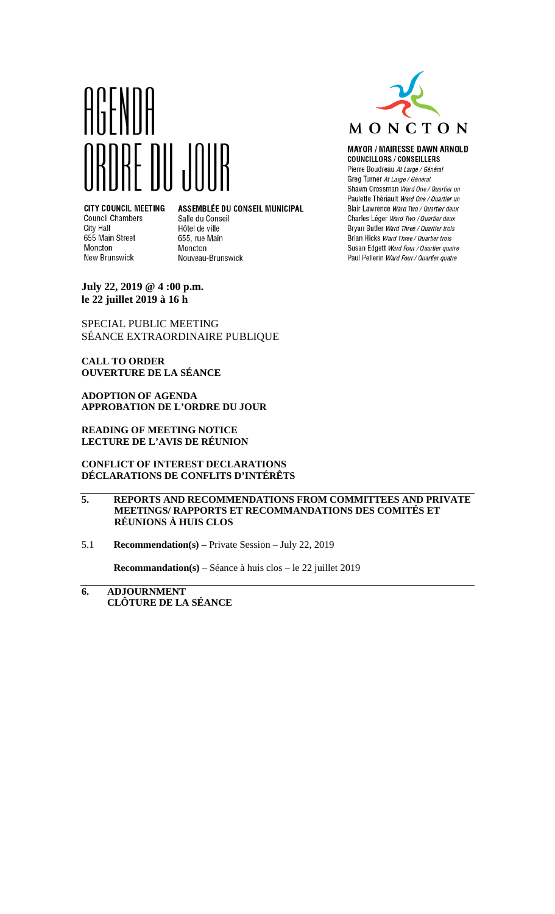# AGENDA
# ORDRE DU JOUR

**CITY COUNCIL MEETING**
Council Chambers
City Hall
655 Main Street
Moncton
New Brunswick

**ASSEMBLÉE DU CONSEIL MUNICIPAL**
Salle du Conseil
Hôtel de ville
655, rue Main
Moncton
Nouveau-Brunswick

MONCTON

**MAYOR / MAIRESSE DAWN ARNOLD**
**COUNCILLORS / CONSEILLERS**
Pierre Boudreau *At Large / Général*
Greg Turner *At Large / Général*
Shawn Crossman *Ward One / Quartier un*
Paulette Thériault *Ward One / Quartier un*
Blair Lawrence *Ward Two / Quartier deux*
Charles Léger *Ward Two / Quartier deux*
Bryan Butler *Ward Three / Quartier trois*
Brian Hicks *Ward Three / Quartier trois*
Susan Edgett *Ward Four / Quartier quatre*
Paul Pellerin *Ward Four / Quartier quatre*

**July 22, 2019 @ 4 :00 p.m.**
**le 22 juillet 2019 à 16 h**

SPECIAL PUBLIC MEETING
SÉANCE EXTRAORDINAIRE PUBLIQUE

**CALL TO ORDER**
**OUVERTURE DE LA SÉANCE**

**ADOPTION OF AGENDA**
**APPROBATION DE L'ORDRE DU JOUR**

**READING OF MEETING NOTICE**
**LECTURE DE L'AVIS DE RÉUNION**

**CONFLICT OF INTEREST DECLARATIONS**
**DÉCLARATIONS DE CONFLITS D'INTÉRÊTS**

**5. REPORTS AND RECOMMENDATIONS FROM COMMITTEES AND PRIVATE MEETINGS/ RAPPORTS ET RECOMMANDATIONS DES COMITÉS ET RÉUNIONS À HUIS CLOS**

5.1 **Recommendation(s) –** Private Session – July 22, 2019

**Recommandation(s)** – Séance à huis clos – le 22 juillet 2019

**6. ADJOURNMENT**
**CLÔTURE DE LA SÉANCE**